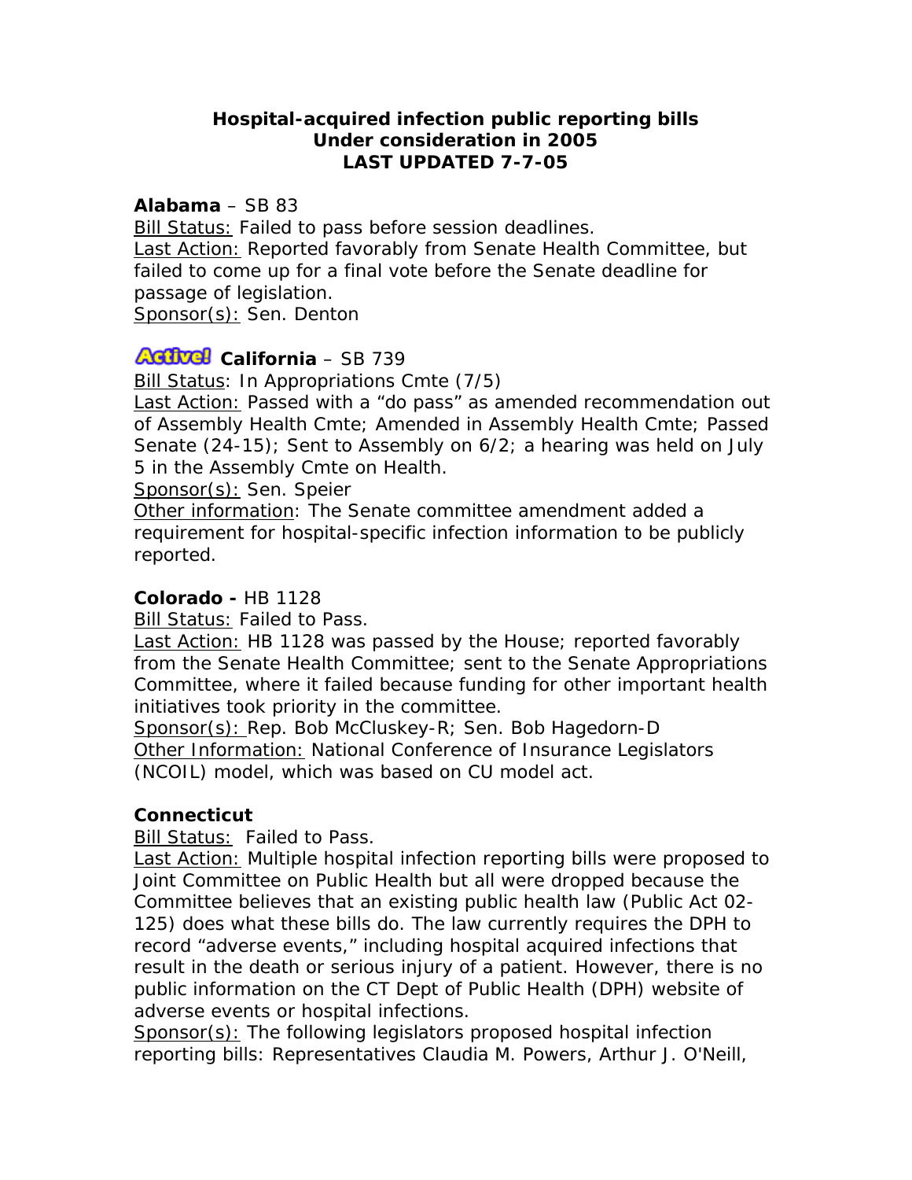**Hospital-acquired infection public reporting bills**
**Under consideration in 2005**
**LAST UPDATED 7-7-05**

**Alabama** – SB 83

Bill Status: Failed to pass before session deadlines.
Last Action: Reported favorably from Senate Health Committee, but failed to come up for a final vote before the Senate deadline for passage of legislation.
Sponsor(s): Sen. Denton

**Active!** **California** – SB 739

Bill Status: In Appropriations Cmte (7/5)
Last Action: Passed with a "do pass" as amended recommendation out of Assembly Health Cmte; Amended in Assembly Health Cmte; Passed Senate (24-15); Sent to Assembly on 6/2; a hearing was held on July 5 in the Assembly Cmte on Health.
Sponsor(s): Sen. Speier
Other information: The Senate committee amendment added a requirement for hospital-specific infection information to be publicly reported.

**Colorado -** HB 1128

Bill Status: Failed to Pass.
Last Action: HB 1128 was passed by the House; reported favorably from the Senate Health Committee; sent to the Senate Appropriations Committee, where it failed because funding for other important health initiatives took priority in the committee.
Sponsor(s): Rep. Bob McCluskey-R; Sen. Bob Hagedorn-D
Other Information: National Conference of Insurance Legislators (NCOIL) model, which was based on CU model act.

**Connecticut**

Bill Status: Failed to Pass.
Last Action: Multiple hospital infection reporting bills were proposed to Joint Committee on Public Health but all were dropped because the Committee believes that an existing public health law (Public Act 02-125) does what these bills do. The law currently requires the DPH to record "adverse events," including hospital acquired infections that result in the death or serious injury of a patient. However, there is no public information on the CT Dept of Public Health (DPH) website of adverse events or hospital infections.
Sponsor(s): The following legislators proposed hospital infection reporting bills: Representatives Claudia M. Powers, Arthur J. O'Neill,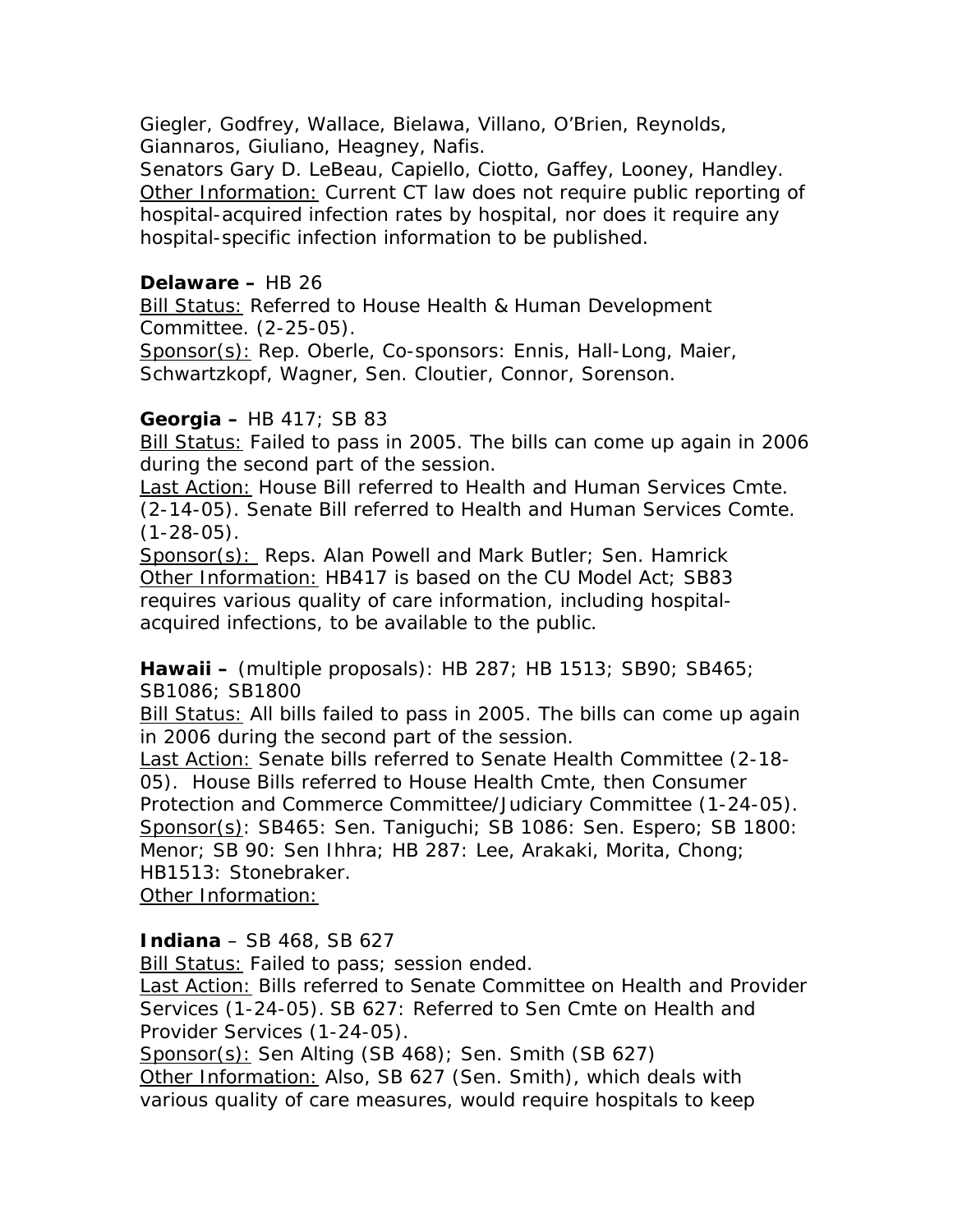Giegler, Godfrey, Wallace, Bielawa, Villano, O'Brien, Reynolds, Giannaros, Giuliano, Heagney, Nafis.
Senators Gary D. LeBeau, Capiello, Ciotto, Gaffey, Looney, Handley.
Other Information: Current CT law does not require public reporting of hospital-acquired infection rates by hospital, nor does it require any hospital-specific infection information to be published.

**Delaware –** HB 26
Bill Status: Referred to House Health & Human Development Committee. (2-25-05).
Sponsor(s): Rep. Oberle, Co-sponsors: Ennis, Hall-Long, Maier, Schwartzkopf, Wagner, Sen. Cloutier, Connor, Sorenson.

**Georgia –** HB 417; SB 83
Bill Status: Failed to pass in 2005. The bills can come up again in 2006 during the second part of the session.
Last Action: House Bill referred to Health and Human Services Cmte. (2-14-05). Senate Bill referred to Health and Human Services Comte. (1-28-05).
Sponsor(s): Reps. Alan Powell and Mark Butler; Sen. Hamrick
Other Information: HB417 is based on the CU Model Act; SB83 requires various quality of care information, including hospital-acquired infections, to be available to the public.

**Hawaii –** (multiple proposals): HB 287; HB 1513; SB90; SB465; SB1086; SB1800
Bill Status: All bills failed to pass in 2005. The bills can come up again in 2006 during the second part of the session.
Last Action: Senate bills referred to Senate Health Committee (2-18-05). House Bills referred to House Health Cmte, then Consumer Protection and Commerce Committee/Judiciary Committee (1-24-05).
Sponsor(s): SB465: Sen. Taniguchi; SB 1086: Sen. Espero; SB 1800: Menor; SB 90: Sen Ihhra; HB 287: Lee, Arakaki, Morita, Chong; HB1513: Stonebraker.
Other Information:

**Indiana** – SB 468, SB 627
Bill Status: Failed to pass; session ended.
Last Action: Bills referred to Senate Committee on Health and Provider Services (1-24-05). SB 627: Referred to Sen Cmte on Health and Provider Services (1-24-05).
Sponsor(s): Sen Alting (SB 468); Sen. Smith (SB 627)
Other Information: Also, SB 627 (Sen. Smith), which deals with various quality of care measures, would require hospitals to keep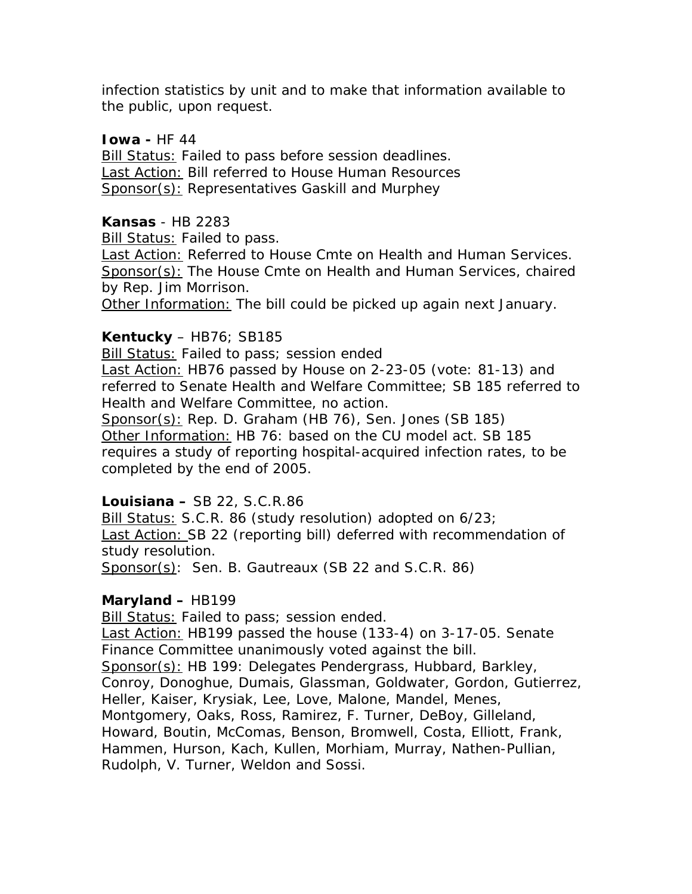infection statistics by unit and to make that information available to the public, upon request.

**Iowa -** HF 44
Bill Status: Failed to pass before session deadlines.
Last Action: Bill referred to House Human Resources
Sponsor(s): Representatives Gaskill and Murphey

**Kansas** - HB 2283
Bill Status: Failed to pass.
Last Action: Referred to House Cmte on Health and Human Services.
Sponsor(s): The House Cmte on Health and Human Services, chaired by Rep. Jim Morrison.
Other Information: The bill could be picked up again next January.

**Kentucky** – HB76; SB185
Bill Status: Failed to pass; session ended
Last Action: HB76 passed by House on 2-23-05 (vote: 81-13) and referred to Senate Health and Welfare Committee; SB 185 referred to Health and Welfare Committee, no action.
Sponsor(s): Rep. D. Graham (HB 76), Sen. Jones (SB 185)
Other Information: HB 76: based on the CU model act. SB 185 requires a study of reporting hospital-acquired infection rates, to be completed by the end of 2005.

**Louisiana –** SB 22, S.C.R.86
Bill Status: S.C.R. 86 (study resolution) adopted on 6/23;
Last Action: SB 22 (reporting bill) deferred with recommendation of study resolution.
Sponsor(s): Sen. B. Gautreaux (SB 22 and S.C.R. 86)

**Maryland –** HB199
Bill Status: Failed to pass; session ended.
Last Action: HB199 passed the house (133-4) on 3-17-05. Senate Finance Committee unanimously voted against the bill.
Sponsor(s): HB 199: Delegates Pendergrass, Hubbard, Barkley, Conroy, Donoghue, Dumais, Glassman, Goldwater, Gordon, Gutierrez, Heller, Kaiser, Krysiak, Lee, Love, Malone, Mandel, Menes, Montgomery, Oaks, Ross, Ramirez, F. Turner, DeBoy, Gilleland, Howard, Boutin, McComas, Benson, Bromwell, Costa, Elliott, Frank, Hammen, Hurson, Kach, Kullen, Morhiam, Murray, Nathen-Pullian, Rudolph, V. Turner, Weldon and Sossi.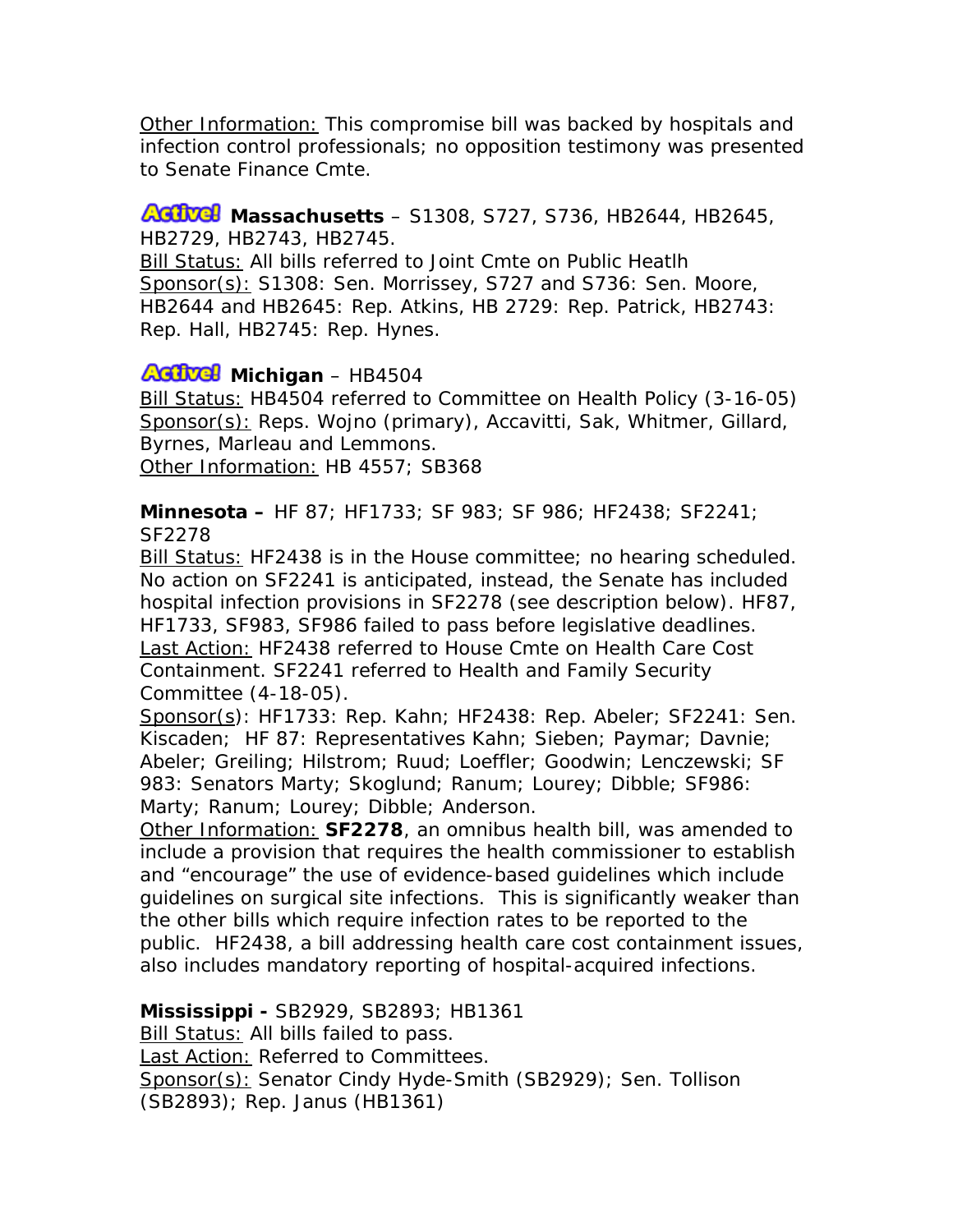Other Information: This compromise bill was backed by hospitals and infection control professionals; no opposition testimony was presented to Senate Finance Cmte.

**Active!** **Massachusetts** – S1308, S727, S736, HB2644, HB2645, HB2729, HB2743, HB2745.
Bill Status: All bills referred to Joint Cmte on Public Heatlh
Sponsor(s): S1308: Sen. Morrissey, S727 and S736: Sen. Moore, HB2644 and HB2645: Rep. Atkins, HB 2729: Rep. Patrick, HB2743: Rep. Hall, HB2745: Rep. Hynes.

**Active!** **Michigan** – HB4504
Bill Status: HB4504 referred to Committee on Health Policy (3-16-05)
Sponsor(s): Reps. Wojno (primary), Accavitti, Sak, Whitmer, Gillard, Byrnes, Marleau and Lemmons.
Other Information: HB 4557; SB368

**Minnesota –** HF 87; HF1733; SF 983; SF 986; HF2438; SF2241; SF2278
Bill Status: HF2438 is in the House committee; no hearing scheduled. No action on SF2241 is anticipated, instead, the Senate has included hospital infection provisions in SF2278 (see description below). HF87, HF1733, SF983, SF986 failed to pass before legislative deadlines.
Last Action: HF2438 referred to House Cmte on Health Care Cost Containment. SF2241 referred to Health and Family Security Committee (4-18-05).
Sponsor(s): HF1733: Rep. Kahn; HF2438: Rep. Abeler; SF2241: Sen. Kiscaden; HF 87: Representatives Kahn; Sieben; Paymar; Davnie; Abeler; Greiling; Hilstrom; Ruud; Loeffler; Goodwin; Lenczewski; SF 983: Senators Marty; Skoglund; Ranum; Lourey; Dibble; SF986: Marty; Ranum; Lourey; Dibble; Anderson.
Other Information: **SF2278**, an omnibus health bill, was amended to include a provision that requires the health commissioner to establish and "encourage" the use of evidence-based guidelines which include guidelines on surgical site infections. This is significantly weaker than the other bills which require infection rates to be reported to the public. HF2438, a bill addressing health care cost containment issues, also includes mandatory reporting of hospital-acquired infections.

**Mississippi -** SB2929, SB2893; HB1361
Bill Status: All bills failed to pass.
Last Action: Referred to Committees.
Sponsor(s): Senator Cindy Hyde-Smith (SB2929); Sen. Tollison (SB2893); Rep. Janus (HB1361)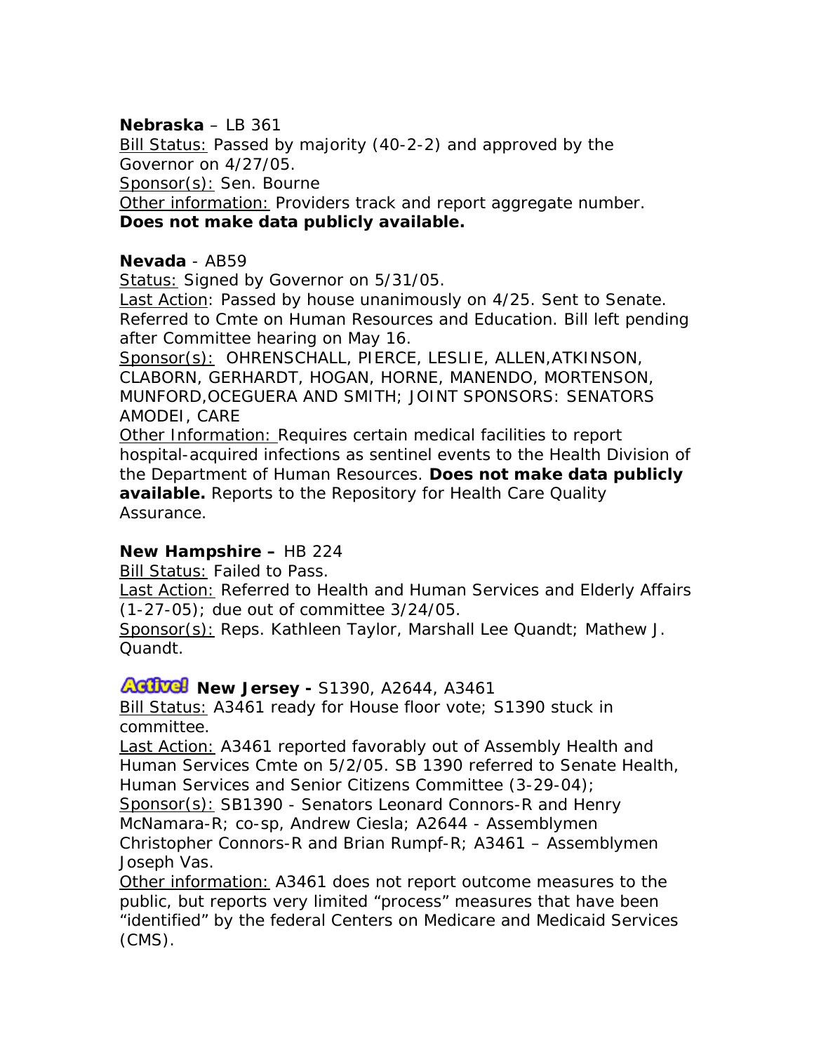**Nebraska** – LB 361
Bill Status: Passed by majority (40-2-2) and approved by the Governor on 4/27/05.
Sponsor(s): Sen. Bourne
Other information: Providers track and report aggregate number.
**Does not make data publicly available.**

**Nevada** - AB59
Status: Signed by Governor on 5/31/05.
Last Action: Passed by house unanimously on 4/25. Sent to Senate. Referred to Cmte on Human Resources and Education. Bill left pending after Committee hearing on May 16.
Sponsor(s): OHRENSCHALL, PIERCE, LESLIE, ALLEN,ATKINSON, CLABORN, GERHARDT, HOGAN, HORNE, MANENDO, MORTENSON, MUNFORD,OCEGUERA AND SMITH; JOINT SPONSORS: SENATORS AMODEI, CARE
Other Information: Requires certain medical facilities to report hospital-acquired infections as sentinel events to the Health Division of the Department of Human Resources. **Does not make data publicly available.** Reports to the Repository for Health Care Quality Assurance.

**New Hampshire –** HB 224
Bill Status: Failed to Pass.
Last Action: Referred to Health and Human Services and Elderly Affairs (1-27-05); due out of committee 3/24/05.
Sponsor(s): Reps. Kathleen Taylor, Marshall Lee Quandt; Mathew J. Quandt.

Active! **New Jersey -** S1390, A2644, A3461
Bill Status: A3461 ready for House floor vote; S1390 stuck in committee.
Last Action: A3461 reported favorably out of Assembly Health and Human Services Cmte on 5/2/05. SB 1390 referred to Senate Health, Human Services and Senior Citizens Committee (3-29-04);
Sponsor(s): SB1390 - Senators Leonard Connors-R and Henry McNamara-R; co-sp, Andrew Ciesla; A2644 - Assemblymen Christopher Connors-R and Brian Rumpf-R; A3461 – Assemblymen Joseph Vas.
Other information: A3461 does not report outcome measures to the public, but reports very limited "process" measures that have been "identified" by the federal Centers on Medicare and Medicaid Services (CMS).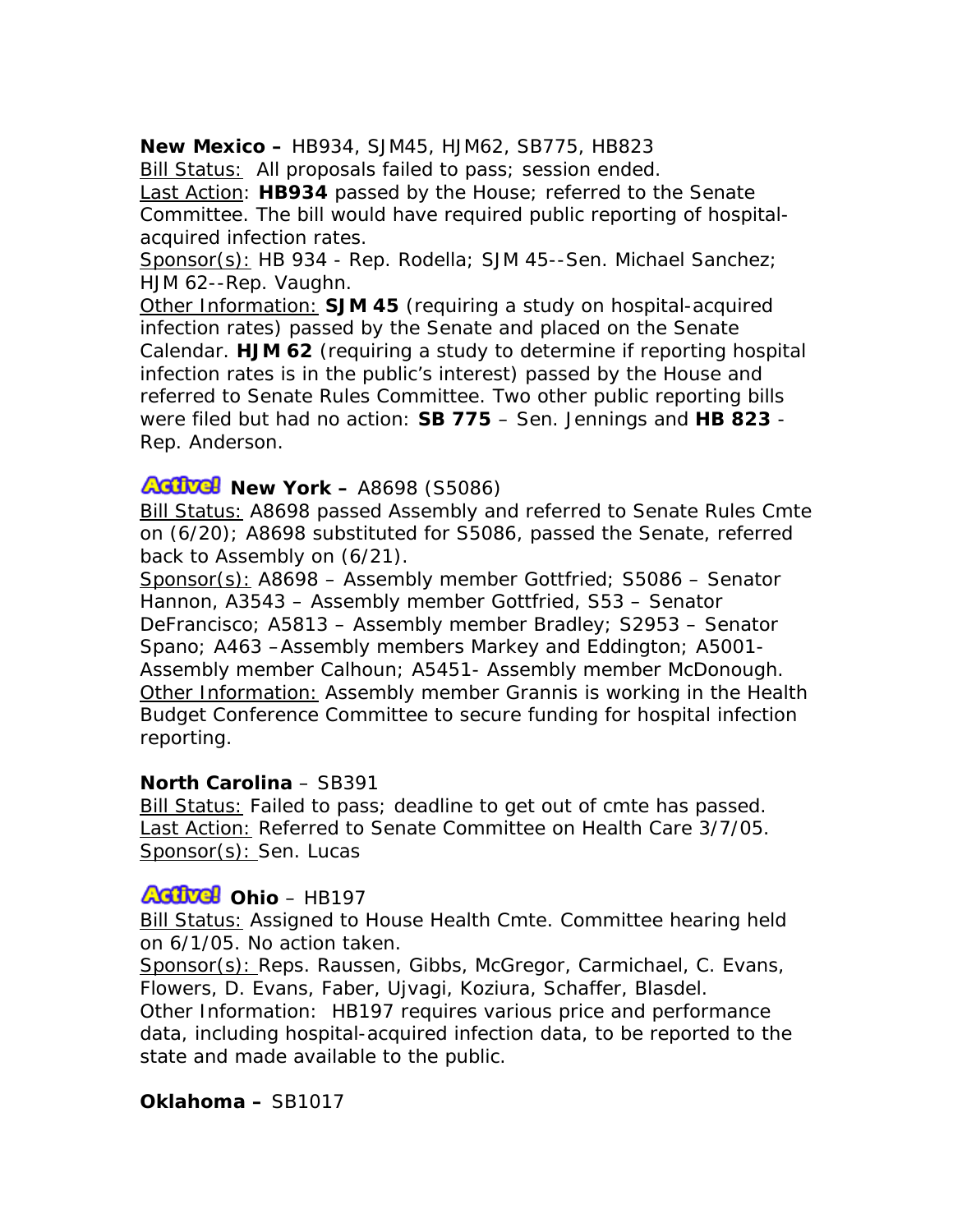**New Mexico –** HB934, SJM45, HJM62, SB775, HB823
Bill Status: All proposals failed to pass; session ended.
Last Action: **HB934** passed by the House; referred to the Senate Committee. The bill would have required public reporting of hospital-acquired infection rates.
Sponsor(s): HB 934 - Rep. Rodella; SJM 45--Sen. Michael Sanchez; HJM 62--Rep. Vaughn.
Other Information: **SJM 45** (requiring a study on hospital-acquired infection rates) passed by the Senate and placed on the Senate Calendar. **HJM 62** (requiring a study to determine if reporting hospital infection rates is in the public's interest) passed by the House and referred to Senate Rules Committee. Two other public reporting bills were filed but had no action: **SB 775** – Sen. Jennings and **HB 823** - Rep. Anderson.

Active! **New York –** A8698 (S5086)
Bill Status: A8698 passed Assembly and referred to Senate Rules Cmte on (6/20); A8698 substituted for S5086, passed the Senate, referred back to Assembly on (6/21).
Sponsor(s): A8698 – Assembly member Gottfried; S5086 – Senator Hannon, A3543 – Assembly member Gottfried, S53 – Senator DeFrancisco; A5813 – Assembly member Bradley; S2953 – Senator Spano; A463 –Assembly members Markey and Eddington; A5001- Assembly member Calhoun; A5451- Assembly member McDonough.
Other Information: Assembly member Grannis is working in the Health Budget Conference Committee to secure funding for hospital infection reporting.

**North Carolina** – SB391
Bill Status: Failed to pass; deadline to get out of cmte has passed.
Last Action: Referred to Senate Committee on Health Care 3/7/05.
Sponsor(s): Sen. Lucas

Active! **Ohio** – HB197
Bill Status: Assigned to House Health Cmte. Committee hearing held on 6/1/05. No action taken.
Sponsor(s): Reps. Raussen, Gibbs, McGregor, Carmichael, C. Evans, Flowers, D. Evans, Faber, Ujvagi, Koziura, Schaffer, Blasdel.
Other Information: HB197 requires various price and performance data, including hospital-acquired infection data, to be reported to the state and made available to the public.

**Oklahoma –** SB1017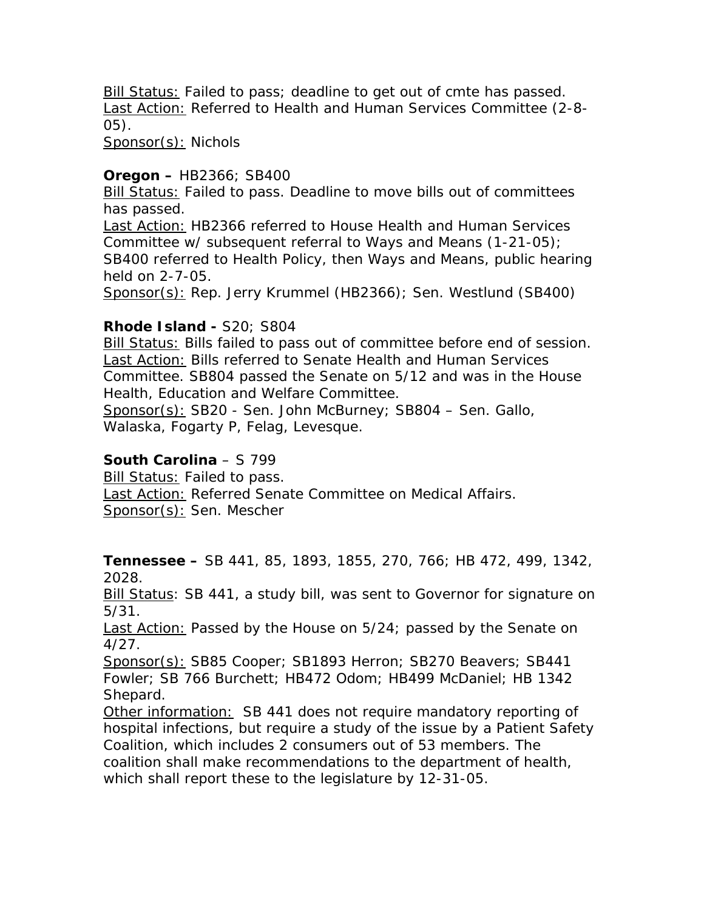Bill Status: Failed to pass; deadline to get out of cmte has passed.
Last Action: Referred to Health and Human Services Committee (2-8-05).
Sponsor(s): Nichols

**Oregon –** HB2366; SB400
Bill Status: Failed to pass. Deadline to move bills out of committees has passed.
Last Action: HB2366 referred to House Health and Human Services Committee w/ subsequent referral to Ways and Means (1-21-05); SB400 referred to Health Policy, then Ways and Means, public hearing held on 2-7-05.
Sponsor(s): Rep. Jerry Krummel (HB2366); Sen. Westlund (SB400)

**Rhode Island -** S20; S804
Bill Status: Bills failed to pass out of committee before end of session.
Last Action: Bills referred to Senate Health and Human Services Committee. SB804 passed the Senate on 5/12 and was in the House Health, Education and Welfare Committee.
Sponsor(s): SB20 - Sen. John McBurney; SB804 – Sen. Gallo, Walaska, Fogarty P, Felag, Levesque.

**South Carolina** – S 799
Bill Status: Failed to pass.
Last Action: Referred Senate Committee on Medical Affairs.
Sponsor(s): Sen. Mescher

**Tennessee –** SB 441, 85, 1893, 1855, 270, 766; HB 472, 499, 1342, 2028.
Bill Status: SB 441, a study bill, was sent to Governor for signature on 5/31.
Last Action: Passed by the House on 5/24; passed by the Senate on 4/27.
Sponsor(s): SB85 Cooper; SB1893 Herron; SB270 Beavers; SB441 Fowler; SB 766 Burchett; HB472 Odom; HB499 McDaniel; HB 1342 Shepard.
Other information: SB 441 does not require mandatory reporting of hospital infections, but require a study of the issue by a Patient Safety Coalition, which includes 2 consumers out of 53 members. The coalition shall make recommendations to the department of health, which shall report these to the legislature by 12-31-05.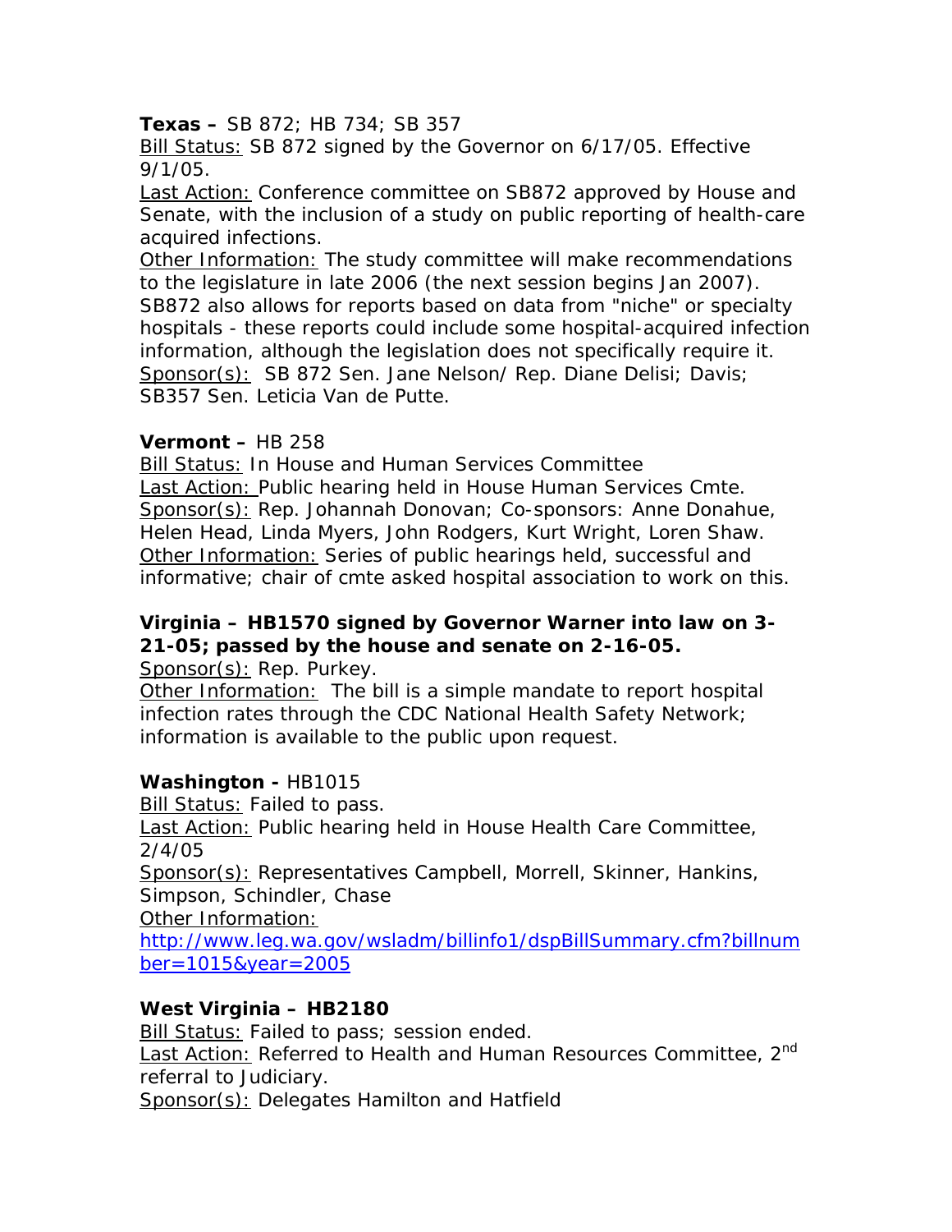**Texas –** SB 872; HB 734; SB 357
Bill Status: SB 872 signed by the Governor on 6/17/05. Effective 9/1/05.
Last Action: Conference committee on SB872 approved by House and Senate, with the inclusion of a study on public reporting of health-care acquired infections.
Other Information: The study committee will make recommendations to the legislature in late 2006 (the next session begins Jan 2007). SB872 also allows for reports based on data from "niche" or specialty hospitals - these reports could include some hospital-acquired infection information, although the legislation does not specifically require it.
Sponsor(s): SB 872 Sen. Jane Nelson/ Rep. Diane Delisi; Davis; SB357 Sen. Leticia Van de Putte.

**Vermont –** HB 258
Bill Status: In House and Human Services Committee
Last Action: Public hearing held in House Human Services Cmte.
Sponsor(s): Rep. Johannah Donovan; Co-sponsors: Anne Donahue, Helen Head, Linda Myers, John Rodgers, Kurt Wright, Loren Shaw.
Other Information: Series of public hearings held, successful and informative; chair of cmte asked hospital association to work on this.

**Virginia – HB1570 signed by Governor Warner into law on 3-21-05; passed by the house and senate on 2-16-05.**
Sponsor(s): Rep. Purkey.
Other Information: The bill is a simple mandate to report hospital infection rates through the CDC National Health Safety Network; information is available to the public upon request.

**Washington -** HB1015
Bill Status: Failed to pass.
Last Action: Public hearing held in House Health Care Committee, 2/4/05
Sponsor(s): Representatives Campbell, Morrell, Skinner, Hankins, Simpson, Schindler, Chase
Other Information:
http://www.leg.wa.gov/wsladm/billinfo1/dspBillSummary.cfm?billnumber=1015&year=2005

**West Virginia – HB2180**
Bill Status: Failed to pass; session ended.
Last Action: Referred to Health and Human Resources Committee, 2nd referral to Judiciary.
Sponsor(s): Delegates Hamilton and Hatfield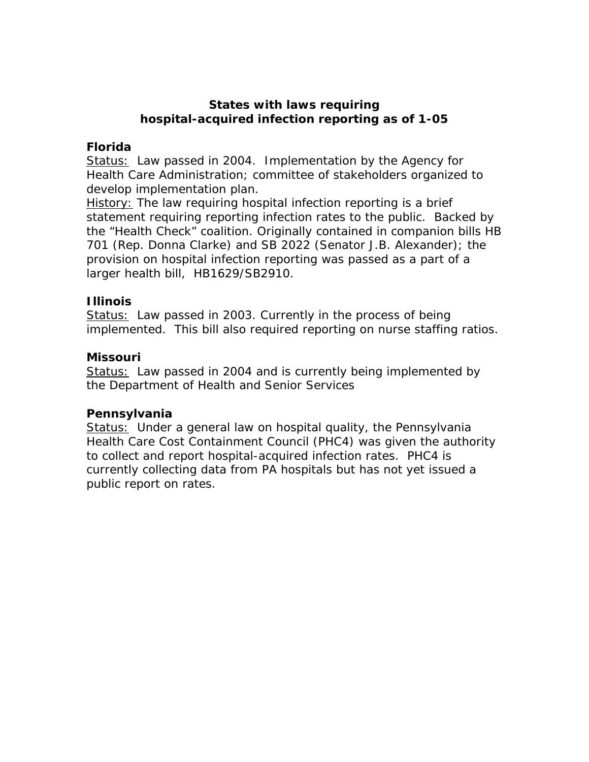## States with laws requiring hospital-acquired infection reporting as of 1-05

### Florida

Status: Law passed in 2004. Implementation by the Agency for Health Care Administration; committee of stakeholders organized to develop implementation plan.

History: The law requiring hospital infection reporting is a brief statement requiring reporting infection rates to the public. Backed by the "Health Check" coalition. Originally contained in companion bills HB 701 (Rep. Donna Clarke) and SB 2022 (Senator J.B. Alexander); the provision on hospital infection reporting was passed as a part of a larger health bill, HB1629/SB2910.

### Illinois

Status: Law passed in 2003. Currently in the process of being implemented. This bill also required reporting on nurse staffing ratios.

### Missouri

Status: Law passed in 2004 and is currently being implemented by the Department of Health and Senior Services

### Pennsylvania

Status: Under a general law on hospital quality, the Pennsylvania Health Care Cost Containment Council (PHC4) was given the authority to collect and report hospital-acquired infection rates. PHC4 is currently collecting data from PA hospitals but has not yet issued a public report on rates.